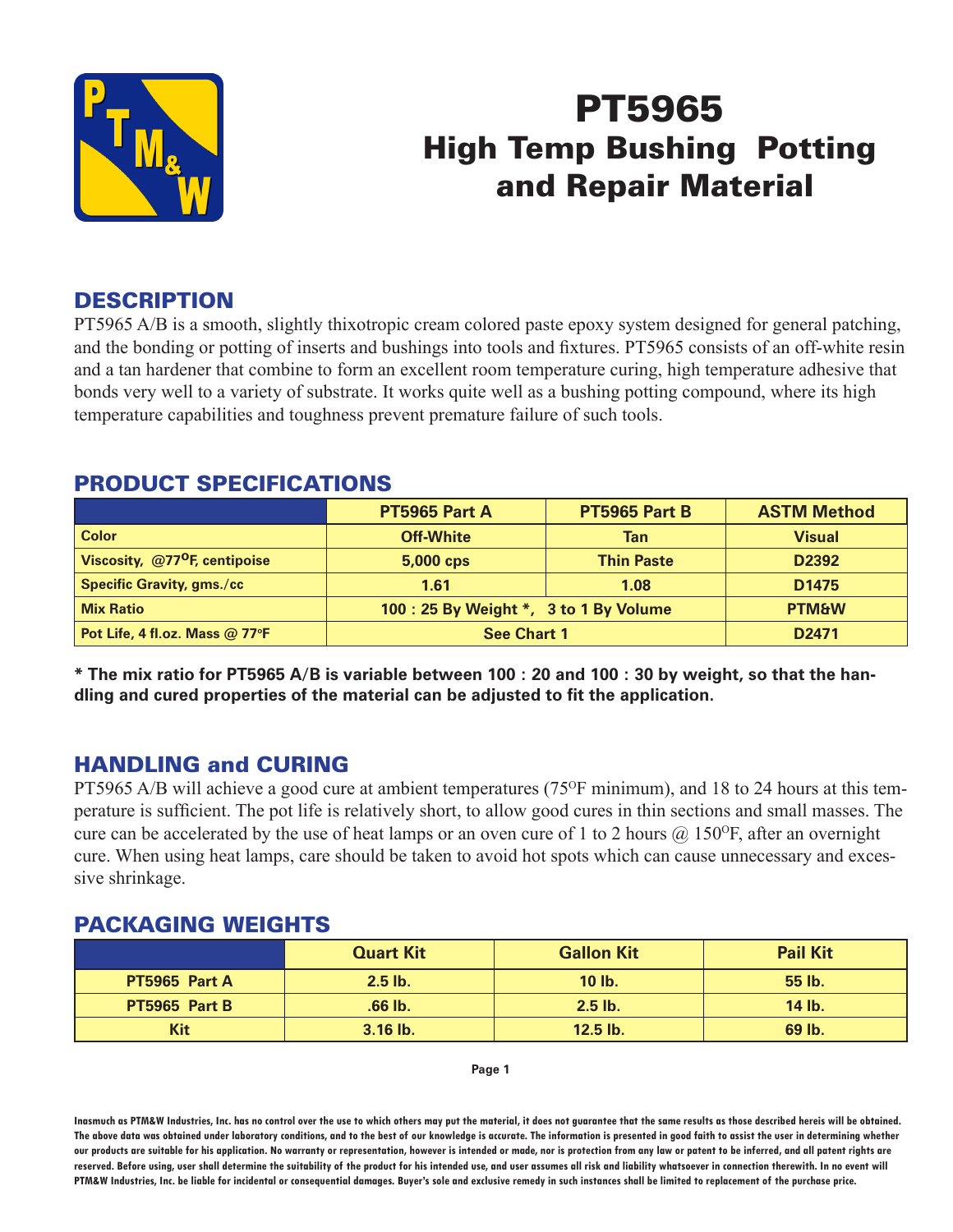# PT5965
## High Temp Bushing Potting and Repair Material

## DESCRIPTION

PT5965 A/B is a smooth, slightly thixotropic cream colored paste epoxy system designed for general patching, and the bonding or potting of inserts and bushings into tools and fixtures. PT5965 consists of an off-white resin and a tan hardener that combine to form an excellent room temperature curing, high temperature adhesive that bonds very well to a variety of substrate. It works quite well as a bushing potting compound, where its high temperature capabilities and toughness prevent premature failure of such tools.

## PRODUCT SPECIFICATIONS

| | PT5965 Part A | PT5965 Part B | ASTM Method |
|---|---|---|---|
| Color | Off-White | Tan | Visual |
| Viscosity, @77$^{O}$F, centipoise | 5,000 cps | Thin Paste | D2392 |
| Specific Gravity, gms./cc | 1.61 | 1.08 | D1475 |
| Mix Ratio | 100 : 25 By Weight *, 3 to 1 By Volume | | PTM&W |
| Pot Life, 4 fl.oz. Mass @ 77$^{o}$F | See Chart 1 | | D2471 |

**\* The mix ratio for PT5965 A/B is variable between 100 : 20 and 100 : 30 by weight, so that the handling and cured properties of the material can be adjusted to fit the application.**

## HANDLING and CURING

PT5965 A/B will achieve a good cure at ambient temperatures (75$^{O}$F minimum), and 18 to 24 hours at this temperature is sufficient. The pot life is relatively short, to allow good cures in thin sections and small masses. The cure can be accelerated by the use of heat lamps or an oven cure of 1 to 2 hours @ 150$^{O}$F, after an overnight cure. When using heat lamps, care should be taken to avoid hot spots which can cause unnecessary and excessive shrinkage.

## PACKAGING WEIGHTS

| | Quart Kit | Gallon Kit | Pail Kit |
|---|---|---|---|
| PT5965 Part A | 2.5 lb. | 10 lb. | 55 lb. |
| PT5965 Part B | .66 lb. | 2.5 lb. | 14 lb. |
| Kit | 3.16 lb. | 12.5 lb. | 69 lb. |

Inasmuch as PTM&W Industries, Inc. has no control over the use to which others may put the material, it does not guarantee that the same results as those described hereis will be obtained. The above data was obtained under laboratory conditions, and to the best of our knowledge is accurate. The information is presented in good faith to assist the user in determining whether our products are suitable for his application. No warranty or representation, however is intended or made, nor is protection from any law or patent to be inferred, and all patent rights are reserved. Before using, user shall determine the suitability of the product for his intended use, and user assumes all risk and liability whatsoever in connection therewith. In no event will PTM&W Industries, Inc. be liable for incidental or consequential damages. Buyer's sole and exclusive remedy in such instances shall be limited to replacement of the purchase price.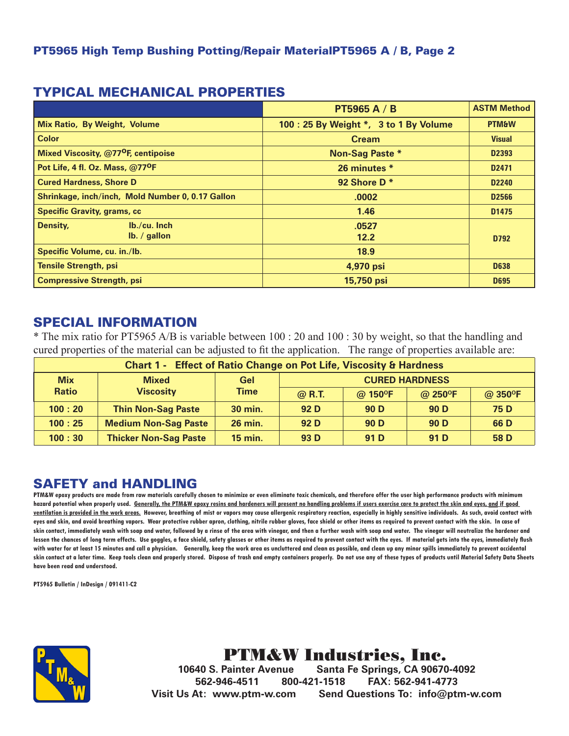## TYPICAL MECHANICAL PROPERTIES

| | PT5965 A / B | ASTM Method |
|---|---|---|
| Mix Ratio, By Weight, Volume | 100 : 25 By Weight *, 3 to 1 By Volume | PTM&W |
| Color | Cream | Visual |
| Mixed Viscosity, @77°F, centipoise | Non-Sag Paste * | D2393 |
| Pot Life, 4 fl. Oz. Mass, @77°F | 26 minutes * | D2471 |
| Cured Hardness, Shore D | 92 Shore D * | D2240 |
| Shrinkage, inch/inch, Mold Number 0, 0.17 Gallon | .0002 | D2566 |
| Specific Gravity, grams, cc | 1.46 | D1475 |
| Density, lb./cu. Inch<br>lb. / gallon | .0527<br>12.2 | D792 |
| Specific Volume, cu. in./lb. | 18.9 | |
| Tensile Strength, psi | 4,970 psi | D638 |
| Compressive Strength, psi | 15,750 psi | D695 |

## SPECIAL INFORMATION

* The mix ratio for PT5965 A/B is variable between 100 : 20 and 100 : 30 by weight, so that the handling and cured properties of the material can be adjusted to fit the application. The range of properties available are:

**Chart 1 - Effect of Ratio Change on Pot Life, Viscosity & Hardness**

| Mix Ratio | Mixed Viscosity | Gel Time | CURED HARDNESS | | | |
|---|---|---|---|---|---|---|
| | | | @ R.T. | @ 150°F | @ 250°F | @ 350°F |
| 100 : 20 | Thin Non-Sag Paste | 30 min. | 92 D | 90 D | 90 D | 75 D |
| 100 : 25 | Medium Non-Sag Paste | 26 min. | 92 D | 90 D | 90 D | 66 D |
| 100 : 30 | Thicker Non-Sag Paste | 15 min. | 93 D | 91 D | 91 D | 58 D |

## SAFETY and HANDLING

PTM&W epoxy products are made from raw materials carefully chosen to minimize or even eliminate toxic chemicals, and therefore offer the user high performance products with minimum hazard potential when properly used. Generally, the PTM&W epoxy resins and hardeners will present no handling problems if users exercise care to protect the skin and eyes, and if good ventilation is provided in the work areas. However, breathing of mist or vapors may cause allergenic respiratory reaction, especially in highly sensitive individuals. As such, avoid contact with eyes and skin, and avoid breathing vapors. Wear protective rubber apron, clothing, nitrile rubber gloves, face shield or other items as required to prevent contact with the skin. In case of skin contact, immediately wash with soap and water, followed by a rinse of the area with vinegar, and then a further wash with soap and water. The vinegar will neutralize the hardener and lessen the chances of long term effects. Use goggles, a face shield, safety glasses or other items as required to prevent contact with the eyes. If material gets into the eyes, immediately flush with water for at least 15 minutes and call a physician. Generally, keep the work area as uncluttered and clean as possible, and clean up any minor spills immediately to prevent accidental skin contact at a later time. Keep tools clean and properly stored. Dispose of trash and empty containers properly. Do not use any of these types of products until Material Safety Data Sheets have been read and understood.

PT5965 Bulletin / InDesign / 091411-C2

**PTM&W Industries, Inc.**
10640 S. Painter Avenue Santa Fe Springs, CA 90670-4092
562-946-4511 800-421-1518 FAX: 562-941-4773
Visit Us At: www.ptm-w.com Send Questions To: info@ptm-w.com